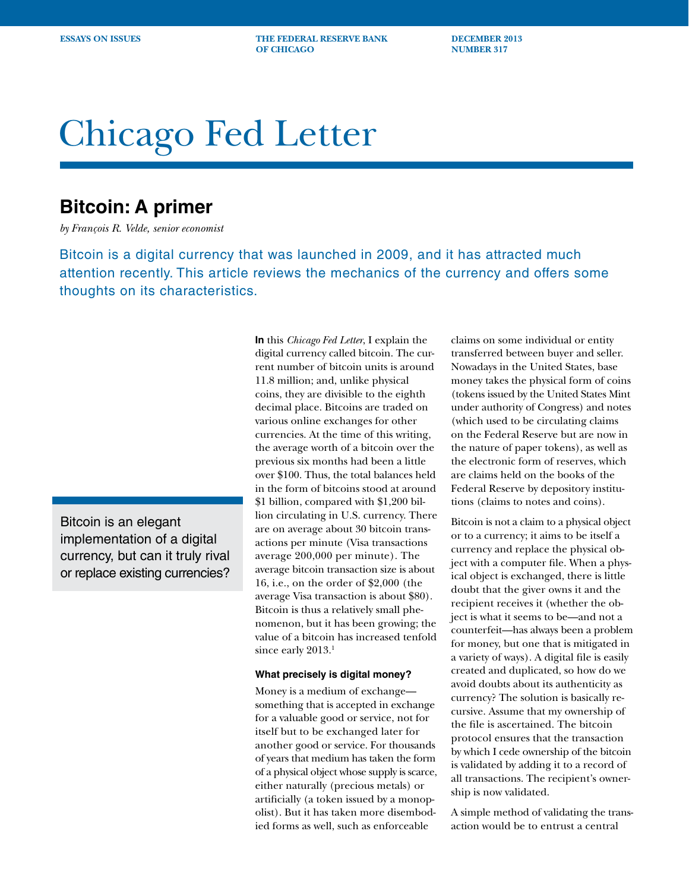ESSAYS ON ISSUES — THE FEDERAL RESERVE BANK OF CHICAGO — DECEMBER 2013 NUMBER 317

# Chicago Fed Letter

## Bitcoin: A primer

*by François R. Velde, senior economist*

Bitcoin is a digital currency that was launched in 2009, and it has attracted much attention recently. This article reviews the mechanics of the currency and offers some thoughts on its characteristics.

> Bitcoin is an elegant implementation of a digital currency, but can it truly rival or replace existing currencies?

**In** this *Chicago Fed Letter*, I explain the digital currency called bitcoin. The current number of bitcoin units is around 11.8 million; and, unlike physical coins, they are divisible to the eighth decimal place. Bitcoins are traded on various online exchanges for other currencies. At the time of this writing, the average worth of a bitcoin over the previous six months had been a little over $100. Thus, the total balances held in the form of bitcoins stood at around $1 billion, compared with $1,200 billion circulating in U.S. currency. There are on average about 30 bitcoin transactions per minute (Visa transactions average 200,000 per minute). The average bitcoin transaction size is about 16, i.e., on the order of $2,000 (the average Visa transaction is about $80). Bitcoin is thus a relatively small phenomenon, but it has been growing; the value of a bitcoin has increased tenfold since early 2013.[1]

### What precisely is digital money?

Money is a medium of exchange—something that is accepted in exchange for a valuable good or service, not for itself but to be exchanged later for another good or service. For thousands of years that medium has taken the form of a physical object whose supply is scarce, either naturally (precious metals) or artificially (a token issued by a monopolist). But it has taken more disembodied forms as well, such as enforceable claims on some individual or entity transferred between buyer and seller. Nowadays in the United States, base money takes the physical form of coins (tokens issued by the United States Mint under authority of Congress) and notes (which used to be circulating claims on the Federal Reserve but are now in the nature of paper tokens), as well as the electronic form of reserves, which are claims held on the books of the Federal Reserve by depository institutions (claims to notes and coins).

Bitcoin is not a claim to a physical object or to a currency; it aims to be itself a currency and replace the physical object with a computer file. When a physical object is exchanged, there is little doubt that the giver owns it and the recipient receives it (whether the object is what it seems to be—and not a counterfeit—has always been a problem for money, but one that is mitigated in a variety of ways). A digital file is easily created and duplicated, so how do we avoid doubts about its authenticity as currency? The solution is basically recursive. Assume that my ownership of the file is ascertained. The bitcoin protocol ensures that the transaction by which I cede ownership of the bitcoin is validated by adding it to a record of all transactions. The recipient's ownership is now validated.

A simple method of validating the transaction would be to entrust a central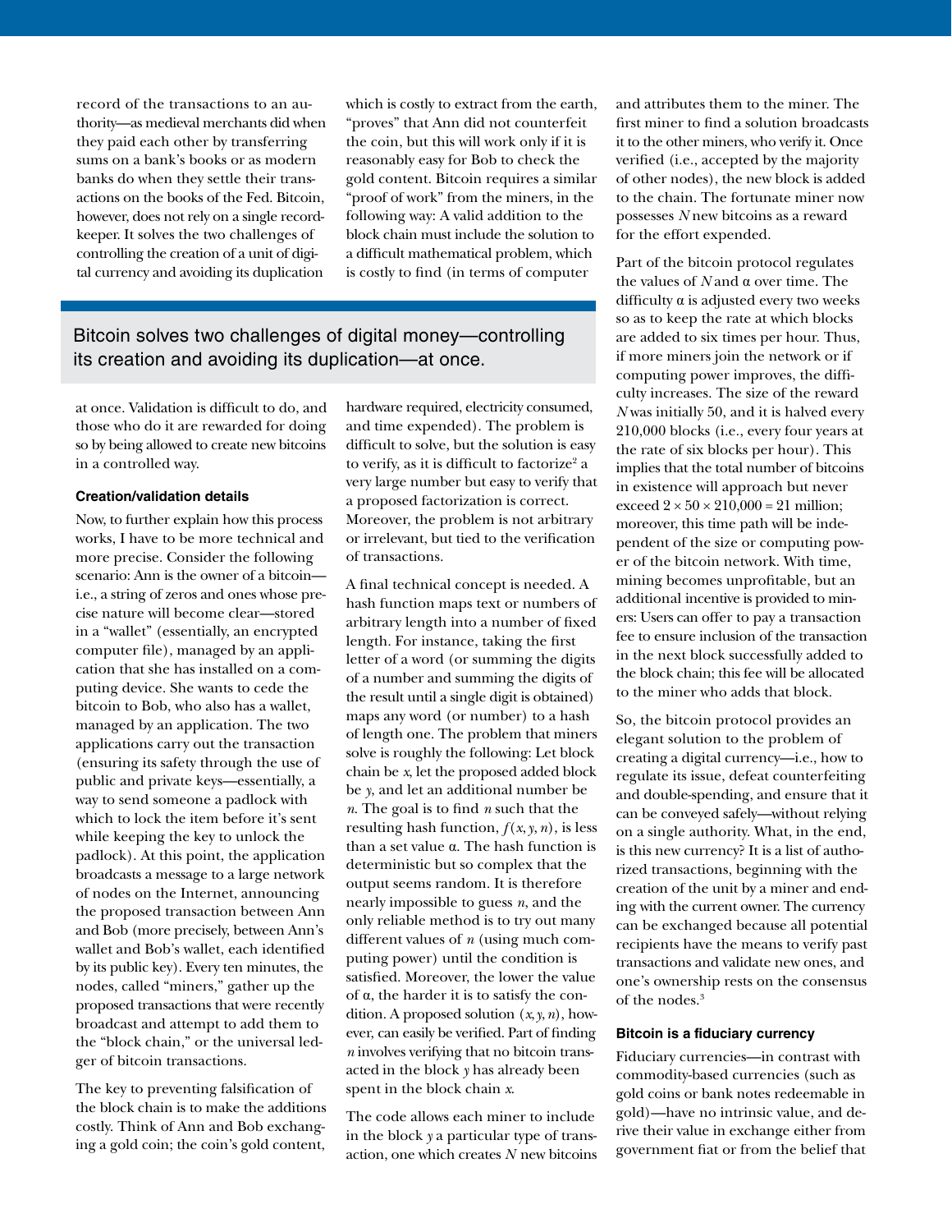record of the transactions to an authority—as medieval merchants did when they paid each other by transferring sums on a bank's books or as modern banks do when they settle their transactions on the books of the Fed. Bitcoin, however, does not rely on a single record-keeper. It solves the two challenges of controlling the creation of a unit of digital currency and avoiding its duplication at once. Validation is difficult to do, and those who do it are rewarded for doing so by being allowed to create new bitcoins in a controlled way.

> Bitcoin solves two challenges of digital money—controlling its creation and avoiding its duplication—at once.

### Creation/validation details

Now, to further explain how this process works, I have to be more technical and more precise. Consider the following scenario: Ann is the owner of a bitcoin—i.e., a string of zeros and ones whose precise nature will become clear—stored in a "wallet" (essentially, an encrypted computer file), managed by an application that she has installed on a computing device. She wants to cede the bitcoin to Bob, who also has a wallet, managed by an application. The two applications carry out the transaction (ensuring its safety through the use of public and private keys—essentially, a way to send someone a padlock with which to lock the item before it's sent while keeping the key to unlock the padlock). At this point, the application broadcasts a message to a large network of nodes on the Internet, announcing the proposed transaction between Ann and Bob (more precisely, between Ann's wallet and Bob's wallet, each identified by its public key). Every ten minutes, the nodes, called "miners," gather up the proposed transactions that were recently broadcast and attempt to add them to the "block chain," or the universal ledger of bitcoin transactions.

The key to preventing falsification of the block chain is to make the additions costly. Think of Ann and Bob exchanging a gold coin; the coin's gold content, which is costly to extract from the earth, "proves" that Ann did not counterfeit the coin, but this will work only if it is reasonably easy for Bob to check the gold content. Bitcoin requires a similar "proof of work" from the miners, in the following way: A valid addition to the block chain must include the solution to a difficult mathematical problem, which is costly to find (in terms of computer hardware required, electricity consumed, and time expended). The problem is difficult to solve, but the solution is easy to verify, as it is difficult to factorize[2] a very large number but easy to verify that a proposed factorization is correct. Moreover, the problem is not arbitrary or irrelevant, but tied to the verification of transactions.

A final technical concept is needed. A hash function maps text or numbers of arbitrary length into a number of fixed length. For instance, taking the first letter of a word (or summing the digits of a number and summing the digits of the result until a single digit is obtained) maps any word (or number) to a hash of length one. The problem that miners solve is roughly the following: Let block chain be $x$, let the proposed added block be $y$, and let an additional number be $n$. The goal is to find $n$ such that the resulting hash function, $f(x, y, n)$, is less than a set value $\alpha$. The hash function is deterministic but so complex that the output seems random. It is therefore nearly impossible to guess $n$, and the only reliable method is to try out many different values of $n$ (using much computing power) until the condition is satisfied. Moreover, the lower the value of $\alpha$, the harder it is to satisfy the condition. A proposed solution $(x, y, n)$, however, can easily be verified. Part of finding $n$ involves verifying that no bitcoin transacted in the block $y$ has already been spent in the block chain $x$.

The code allows each miner to include in the block $y$ a particular type of transaction, one which creates $N$ new bitcoins and attributes them to the miner. The first miner to find a solution broadcasts it to the other miners, who verify it. Once verified (i.e., accepted by the majority of other nodes), the new block is added to the chain. The fortunate miner now possesses $N$ new bitcoins as a reward for the effort expended.

Part of the bitcoin protocol regulates the values of $N$ and $\alpha$ over time. The difficulty $\alpha$ is adjusted every two weeks so as to keep the rate at which blocks are added to six times per hour. Thus, if more miners join the network or if computing power improves, the difficulty increases. The size of the reward $N$ was initially 50, and it is halved every 210,000 blocks (i.e., every four years at the rate of six blocks per hour). This implies that the total number of bitcoins in existence will approach but never exceed $2 \times 50 \times 210{,}000 = 21$ million; moreover, this time path will be independent of the size or computing power of the bitcoin network. With time, mining becomes unprofitable, but an additional incentive is provided to miners: Users can offer to pay a transaction fee to ensure inclusion of the transaction in the next block successfully added to the block chain; this fee will be allocated to the miner who adds that block.

So, the bitcoin protocol provides an elegant solution to the problem of creating a digital currency—i.e., how to regulate its issue, defeat counterfeiting and double-spending, and ensure that it can be conveyed safely—without relying on a single authority. What, in the end, is this new currency? It is a list of authorized transactions, beginning with the creation of the unit by a miner and ending with the current owner. The currency can be exchanged because all potential recipients have the means to verify past transactions and validate new ones, and one's ownership rests on the consensus of the nodes.[3]

### Bitcoin is a fiduciary currency

Fiduciary currencies—in contrast with commodity-based currencies (such as gold coins or bank notes redeemable in gold)—have no intrinsic value, and derive their value in exchange either from government fiat or from the belief that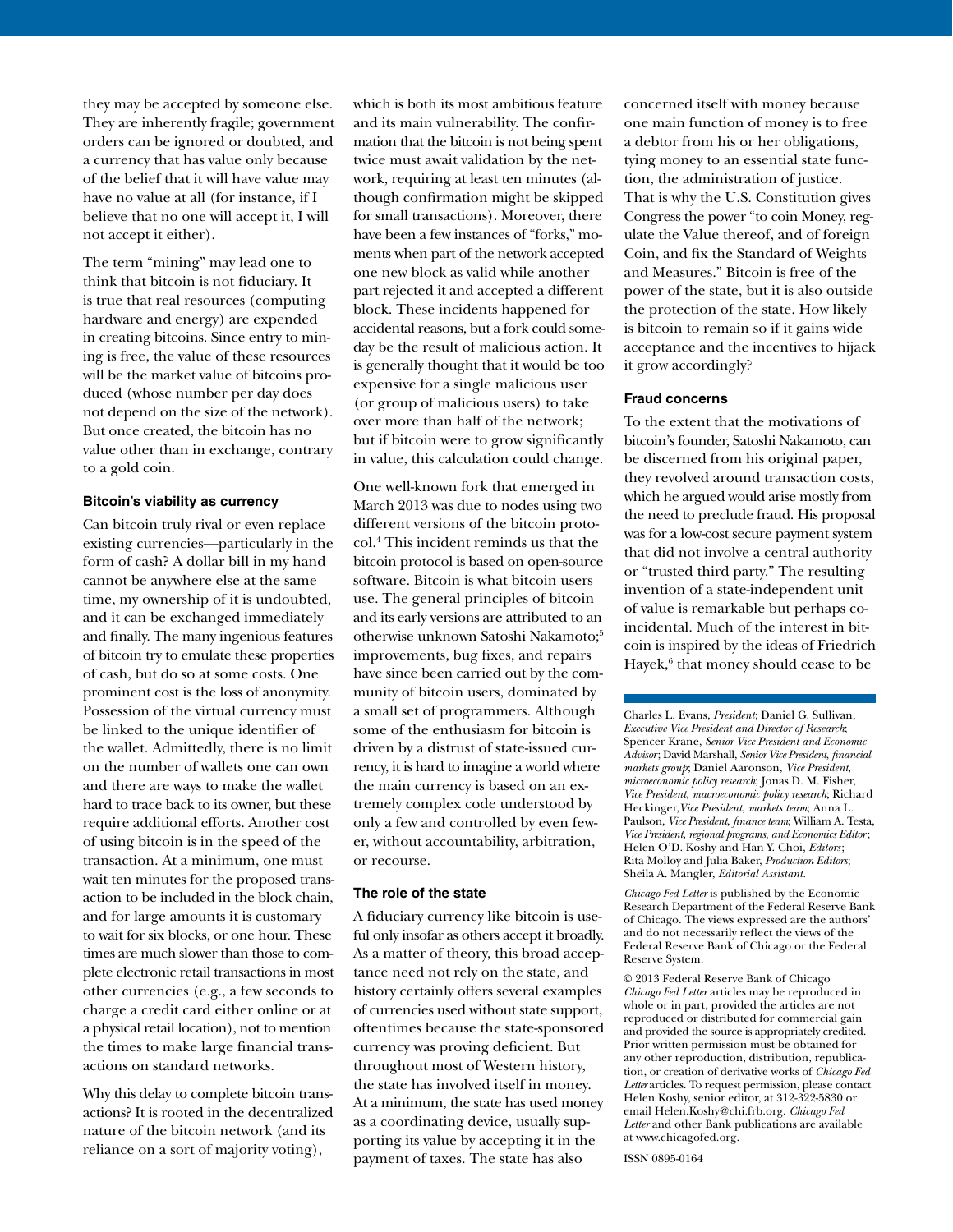they may be accepted by someone else. They are inherently fragile; government orders can be ignored or doubted, and a currency that has value only because of the belief that it will have value may have no value at all (for instance, if I believe that no one will accept it, I will not accept it either).

The term "mining" may lead one to think that bitcoin is not fiduciary. It is true that real resources (computing hardware and energy) are expended in creating bitcoins. Since entry to mining is free, the value of these resources will be the market value of bitcoins produced (whose number per day does not depend on the size of the network). But once created, the bitcoin has no value other than in exchange, contrary to a gold coin.

#### Bitcoin's viability as currency

Can bitcoin truly rival or even replace existing currencies—particularly in the form of cash? A dollar bill in my hand cannot be anywhere else at the same time, my ownership of it is undoubted, and it can be exchanged immediately and finally. The many ingenious features of bitcoin try to emulate these properties of cash, but do so at some costs. One prominent cost is the loss of anonymity. Possession of the virtual currency must be linked to the unique identifier of the wallet. Admittedly, there is no limit on the number of wallets one can own and there are ways to make the wallet hard to trace back to its owner, but these require additional efforts. Another cost of using bitcoin is in the speed of the transaction. At a minimum, one must wait ten minutes for the proposed transaction to be included in the block chain, and for large amounts it is customary to wait for six blocks, or one hour. These times are much slower than those to complete electronic retail transactions in most other currencies (e.g., a few seconds to charge a credit card either online or at a physical retail location), not to mention the times to make large financial transactions on standard networks.

Why this delay to complete bitcoin transactions? It is rooted in the decentralized nature of the bitcoin network (and its reliance on a sort of majority voting), which is both its most ambitious feature and its main vulnerability. The confirmation that the bitcoin is not being spent twice must await validation by the network, requiring at least ten minutes (although confirmation might be skipped for small transactions). Moreover, there have been a few instances of "forks," moments when part of the network accepted one new block as valid while another part rejected it and accepted a different block. These incidents happened for accidental reasons, but a fork could someday be the result of malicious action. It is generally thought that it would be too expensive for a single malicious user (or group of malicious users) to take over more than half of the network; but if bitcoin were to grow significantly in value, this calculation could change.

One well-known fork that emerged in March 2013 was due to nodes using two different versions of the bitcoin protocol.[4] This incident reminds us that the bitcoin protocol is based on open-source software. Bitcoin is what bitcoin users use. The general principles of bitcoin and its early versions are attributed to an otherwise unknown Satoshi Nakamoto;[5] improvements, bug fixes, and repairs have since been carried out by the community of bitcoin users, dominated by a small set of programmers. Although some of the enthusiasm for bitcoin is driven by a distrust of state-issued currency, it is hard to imagine a world where the main currency is based on an extremely complex code understood by only a few and controlled by even fewer, without accountability, arbitration, or recourse.

#### The role of the state

A fiduciary currency like bitcoin is useful only insofar as others accept it broadly. As a matter of theory, this broad acceptance need not rely on the state, and history certainly offers several examples of currencies used without state support, oftentimes because the state-sponsored currency was proving deficient. But throughout most of Western history, the state has involved itself in money. At a minimum, the state has used money as a coordinating device, usually supporting its value by accepting it in the payment of taxes. The state has also concerned itself with money because one main function of money is to free a debtor from his or her obligations, tying money to an essential state function, the administration of justice. That is why the U.S. Constitution gives Congress the power "to coin Money, regulate the Value thereof, and of foreign Coin, and fix the Standard of Weights and Measures." Bitcoin is free of the power of the state, but it is also outside the protection of the state. How likely is bitcoin to remain so if it gains wide acceptance and the incentives to hijack it grow accordingly?

#### Fraud concerns

To the extent that the motivations of bitcoin's founder, Satoshi Nakamoto, can be discerned from his original paper, they revolved around transaction costs, which he argued would arise mostly from the need to preclude fraud. His proposal was for a low-cost secure payment system that did not involve a central authority or "trusted third party." The resulting invention of a state-independent unit of value is remarkable but perhaps coincidental. Much of the interest in bitcoin is inspired by the ideas of Friedrich Hayek,[6] that money should cease to be

---

Charles L. Evans, *President*; Daniel G. Sullivan, *Executive Vice President and Director of Research*; Spencer Krane, *Senior Vice President and Economic Advisor*; David Marshall, *Senior Vice President, financial markets group*; Daniel Aaronson, *Vice President, microeconomic policy research*; Jonas D. M. Fisher, *Vice President, macroeconomic policy research*; Richard Heckinger, *Vice President, markets team*; Anna L. Paulson, *Vice President, finance team*; William A. Testa, *Vice President, regional programs, and Economics Editor*; Helen O'D. Koshy and Han Y. Choi, *Editors*; Rita Molloy and Julia Baker, *Production Editors*; Sheila A. Mangler, *Editorial Assistant.*

*Chicago Fed Letter* is published by the Economic Research Department of the Federal Reserve Bank of Chicago. The views expressed are the authors' and do not necessarily reflect the views of the Federal Reserve Bank of Chicago or the Federal Reserve System.

© 2013 Federal Reserve Bank of Chicago *Chicago Fed Letter* articles may be reproduced in whole or in part, provided the articles are not reproduced or distributed for commercial gain and provided the source is appropriately credited. Prior written permission must be obtained for any other reproduction, distribution, republication, or creation of derivative works of *Chicago Fed Letter* articles. To request permission, please contact Helen Koshy, senior editor, at 312-322-5830 or email Helen.Koshy@chi.frb.org. *Chicago Fed Letter* and other Bank publications are available at www.chicagofed.org.

ISSN 0895-0164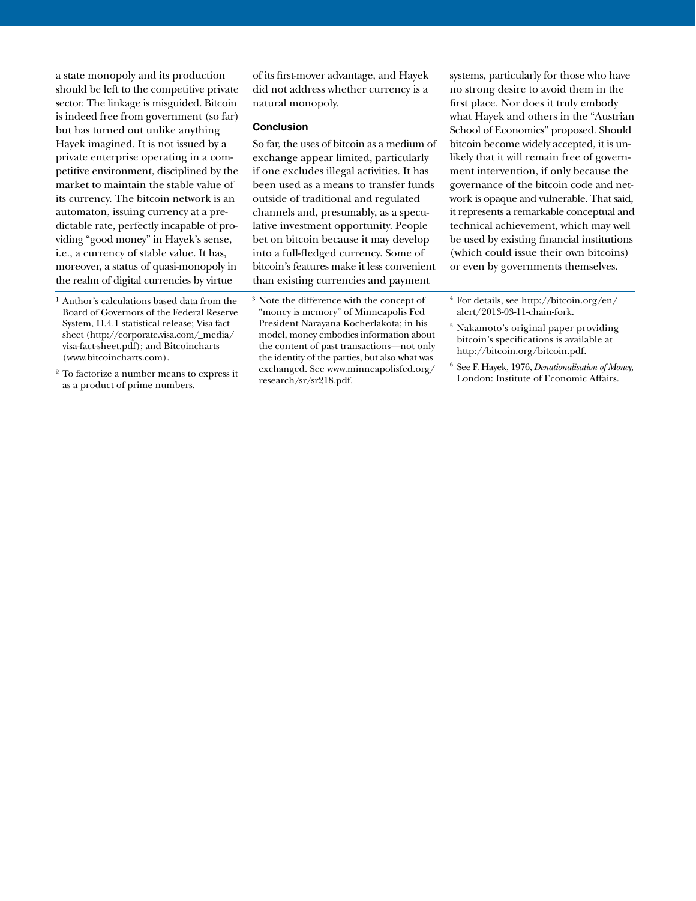a state monopoly and its production should be left to the competitive private sector. The linkage is misguided. Bitcoin is indeed free from government (so far) but has turned out unlike anything Hayek imagined. It is not issued by a private enterprise operating in a competitive environment, disciplined by the market to maintain the stable value of its currency. The bitcoin network is an automaton, issuing currency at a predictable rate, perfectly incapable of providing "good money" in Hayek's sense, i.e., a currency of stable value. It has, moreover, a status of quasi-monopoly in the realm of digital currencies by virtue of its first-mover advantage, and Hayek did not address whether currency is a natural monopoly.

## Conclusion

So far, the uses of bitcoin as a medium of exchange appear limited, particularly if one excludes illegal activities. It has been used as a means to transfer funds outside of traditional and regulated channels and, presumably, as a speculative investment opportunity. People bet on bitcoin because it may develop into a full-fledged currency. Some of bitcoin's features make it less convenient than existing currencies and payment systems, particularly for those who have no strong desire to avoid them in the first place. Nor does it truly embody what Hayek and others in the "Austrian School of Economics" proposed. Should bitcoin become widely accepted, it is unlikely that it will remain free of government intervention, if only because the governance of the bitcoin code and network is opaque and vulnerable. That said, it represents a remarkable conceptual and technical achievement, which may well be used by existing financial institutions (which could issue their own bitcoins) or even by governments themselves.

---

[1] Author's calculations based data from the Board of Governors of the Federal Reserve System, H.4.1 statistical release; Visa fact sheet (http://corporate.visa.com/_media/visa-fact-sheet.pdf); and Bitcoincharts (www.bitcoincharts.com).

[2] To factorize a number means to express it as a product of prime numbers.

[3] Note the difference with the concept of "money is memory" of Minneapolis Fed President Narayana Kocherlakota; in his model, money embodies information about the content of past transactions—not only the identity of the parties, but also what was exchanged. See www.minneapolisfed.org/research/sr/sr218.pdf.

[4] For details, see http://bitcoin.org/en/alert/2013-03-11-chain-fork.

[5] Nakamoto's original paper providing bitcoin's specifications is available at http://bitcoin.org/bitcoin.pdf.

[6] See F. Hayek, 1976, *Denationalisation of Money*, London: Institute of Economic Affairs.